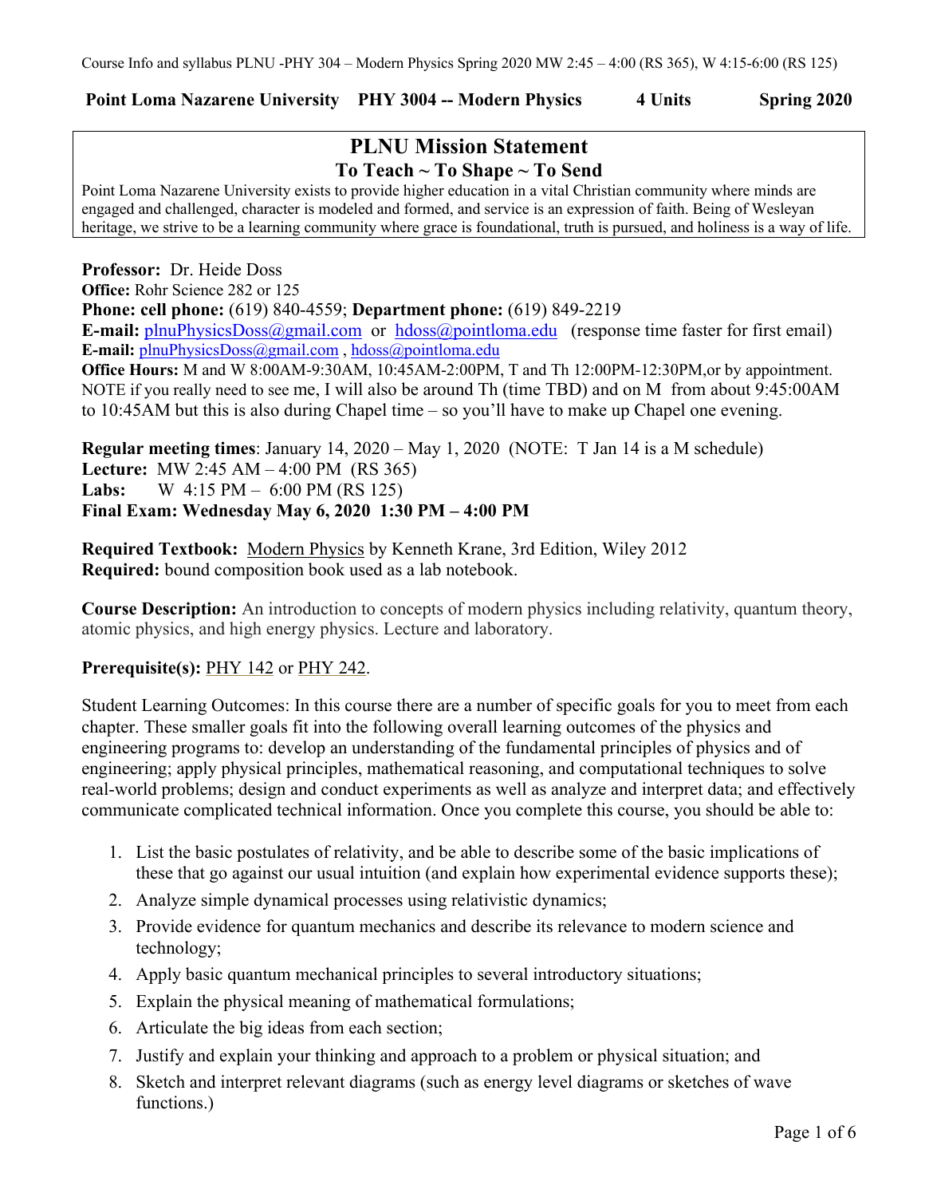**Point Loma Nazarene University PHY 3004 -- Modern Physics 4 Units Spring 2020**

## PLNU Mission Statement

### To Teach ~ To Shape ~ To Send

Point Loma Nazarene University exists to provide higher education in a vital Christian community where minds are engaged and challenged, character is modeled and formed, and service is an expression of faith. Being of Wesleyan heritage, we strive to be a learning community where grace is foundational, truth is pursued, and holiness is a way of life.

**Professor:** Dr. Heide Doss
**Office:** Rohr Science 282 or 125
**Phone: cell phone:** (619) 840-4559; **Department phone:** (619) 849-2219
**E-mail:** plnuPhysicsDoss@gmail.com or hdoss@pointloma.edu (response time faster for first email)
**E-mail:** plnuPhysicsDoss@gmail.com , hdoss@pointloma.edu
**Office Hours:** M and W 8:00AM-9:30AM, 10:45AM-2:00PM, T and Th 12:00PM-12:30PM,or by appointment. NOTE if you really need to see me, I will also be around Th (time TBD) and on M from about 9:45:00AM to 10:45AM but this is also during Chapel time – so you'll have to make up Chapel one evening.

**Regular meeting times**: January 14, 2020 – May 1, 2020 (NOTE: T Jan 14 is a M schedule)
**Lecture:** MW 2:45 AM – 4:00 PM (RS 365)
**Labs:** W 4:15 PM – 6:00 PM (RS 125)
**Final Exam: Wednesday May 6, 2020 1:30 PM – 4:00 PM**

**Required Textbook:** Modern Physics by Kenneth Krane, 3rd Edition, Wiley 2012
**Required:** bound composition book used as a lab notebook.

**Course Description:** An introduction to concepts of modern physics including relativity, quantum theory, atomic physics, and high energy physics. Lecture and laboratory.

**Prerequisite(s):** PHY 142 or PHY 242.

Student Learning Outcomes: In this course there are a number of specific goals for you to meet from each chapter. These smaller goals fit into the following overall learning outcomes of the physics and engineering programs to: develop an understanding of the fundamental principles of physics and of engineering; apply physical principles, mathematical reasoning, and computational techniques to solve real-world problems; design and conduct experiments as well as analyze and interpret data; and effectively communicate complicated technical information. Once you complete this course, you should be able to:

1. List the basic postulates of relativity, and be able to describe some of the basic implications of these that go against our usual intuition (and explain how experimental evidence supports these);
2. Analyze simple dynamical processes using relativistic dynamics;
3. Provide evidence for quantum mechanics and describe its relevance to modern science and technology;
4. Apply basic quantum mechanical principles to several introductory situations;
5. Explain the physical meaning of mathematical formulations;
6. Articulate the big ideas from each section;
7. Justify and explain your thinking and approach to a problem or physical situation; and
8. Sketch and interpret relevant diagrams (such as energy level diagrams or sketches of wave functions.)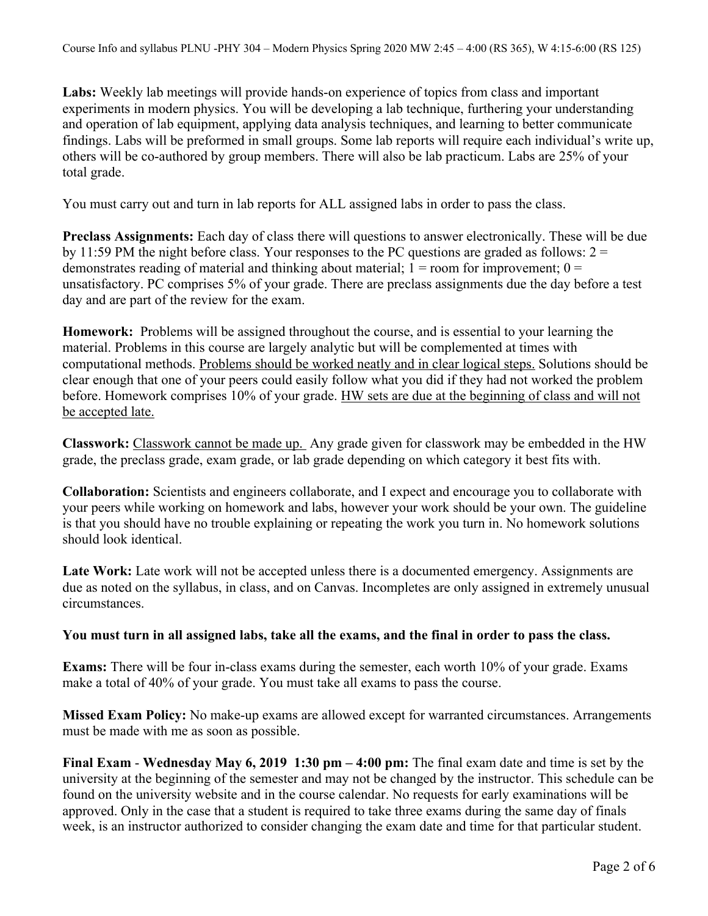**Labs:** Weekly lab meetings will provide hands-on experience of topics from class and important experiments in modern physics. You will be developing a lab technique, furthering your understanding and operation of lab equipment, applying data analysis techniques, and learning to better communicate findings. Labs will be preformed in small groups. Some lab reports will require each individual's write up, others will be co-authored by group members. There will also be lab practicum. Labs are 25% of your total grade.

You must carry out and turn in lab reports for ALL assigned labs in order to pass the class.

**Preclass Assignments:** Each day of class there will questions to answer electronically. These will be due by 11:59 PM the night before class. Your responses to the PC questions are graded as follows: 2 = demonstrates reading of material and thinking about material; 1 = room for improvement; 0 = unsatisfactory. PC comprises 5% of your grade. There are preclass assignments due the day before a test day and are part of the review for the exam.

**Homework:** Problems will be assigned throughout the course, and is essential to your learning the material. Problems in this course are largely analytic but will be complemented at times with computational methods. <u>Problems should be worked neatly and in clear logical steps.</u> Solutions should be clear enough that one of your peers could easily follow what you did if they had not worked the problem before. Homework comprises 10% of your grade. <u>HW sets are due at the beginning of class and will not be accepted late.</u>

**Classwork:** <u>Classwork cannot be made up.</u> Any grade given for classwork may be embedded in the HW grade, the preclass grade, exam grade, or lab grade depending on which category it best fits with.

**Collaboration:** Scientists and engineers collaborate, and I expect and encourage you to collaborate with your peers while working on homework and labs, however your work should be your own. The guideline is that you should have no trouble explaining or repeating the work you turn in. No homework solutions should look identical.

**Late Work:** Late work will not be accepted unless there is a documented emergency. Assignments are due as noted on the syllabus, in class, and on Canvas. Incompletes are only assigned in extremely unusual circumstances.

**You must turn in all assigned labs, take all the exams, and the final in order to pass the class.**

**Exams:** There will be four in-class exams during the semester, each worth 10% of your grade. Exams make a total of 40% of your grade. You must take all exams to pass the course.

**Missed Exam Policy:** No make-up exams are allowed except for warranted circumstances. Arrangements must be made with me as soon as possible.

**Final Exam - Wednesday May 6, 2019 1:30 pm – 4:00 pm:** The final exam date and time is set by the university at the beginning of the semester and may not be changed by the instructor. This schedule can be found on the university website and in the course calendar. No requests for early examinations will be approved. Only in the case that a student is required to take three exams during the same day of finals week, is an instructor authorized to consider changing the exam date and time for that particular student.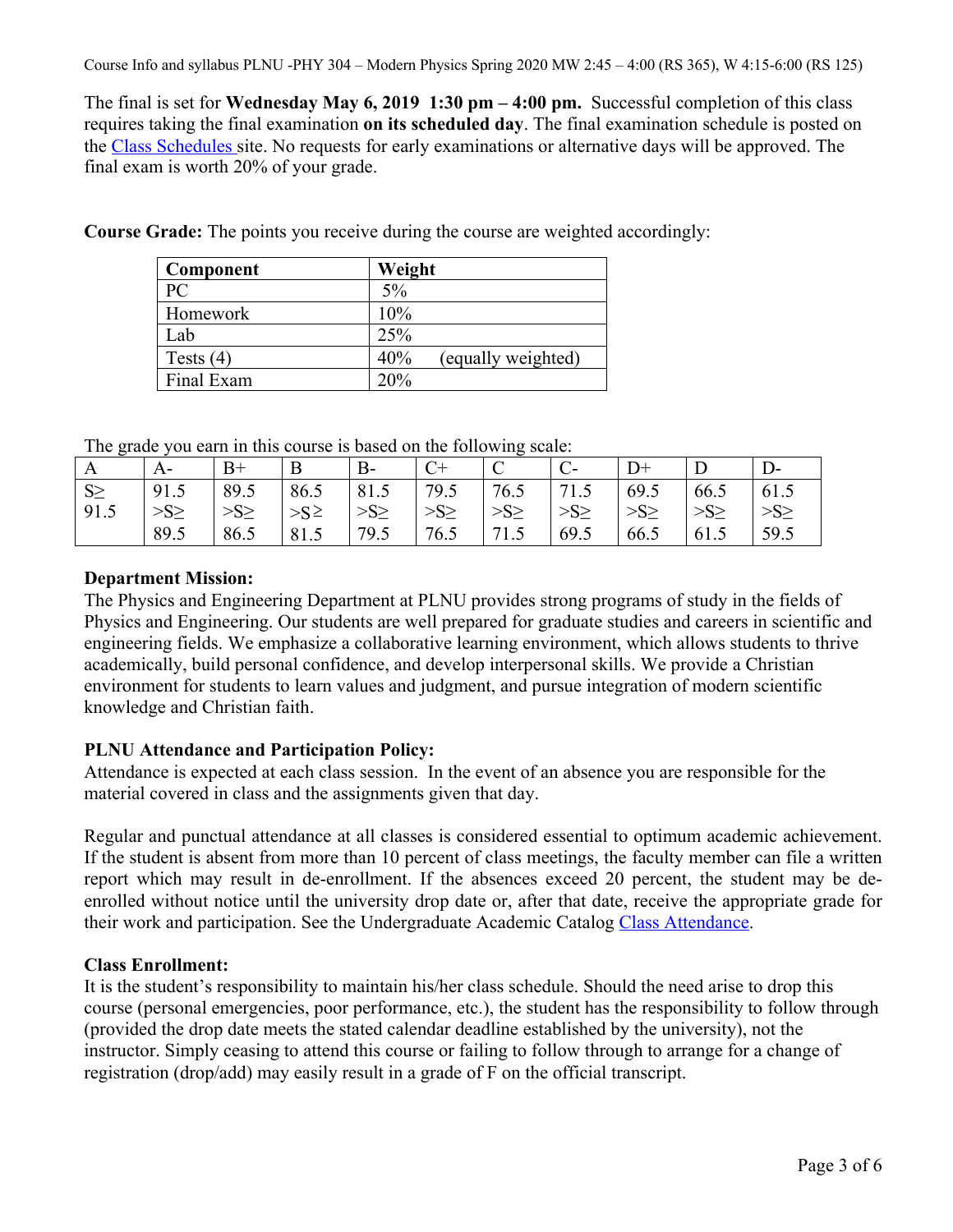Course Info and syllabus PLNU -PHY 304 – Modern Physics Spring 2020 MW 2:45 – 4:00 (RS 365), W 4:15-6:00 (RS 125)

The final is set for **Wednesday May 6, 2019 1:30 pm – 4:00 pm.** Successful completion of this class requires taking the final examination **on its scheduled day**. The final examination schedule is posted on the Class Schedules site. No requests for early examinations or alternative days will be approved. The final exam is worth 20% of your grade.

**Course Grade:** The points you receive during the course are weighted accordingly:

| **Component** | **Weight** |
|---|---|
| PC | 5% |
| Homework | 10% |
| Lab | 25% |
| Tests (4) | 40% (equally weighted) |
| Final Exam | 20% |

The grade you earn in this course is based on the following scale:

| A | A- | B+ | B | B- | C+ | C | C- | D+ | D | D- |
|---|---|---|---|---|---|---|---|---|---|---|
| S≥ 91.5 | 91.5 >S≥ 89.5 | 89.5 >S≥ 86.5 | 86.5 >S≥ 81.5 | 81.5 >S≥ 79.5 | 79.5 >S≥ 76.5 | 76.5 >S≥ 71.5 | 71.5 >S≥ 69.5 | 69.5 >S≥ 66.5 | 66.5 >S≥ 61.5 | 61.5 >S≥ 59.5 |

**Department Mission:**
The Physics and Engineering Department at PLNU provides strong programs of study in the fields of Physics and Engineering. Our students are well prepared for graduate studies and careers in scientific and engineering fields. We emphasize a collaborative learning environment, which allows students to thrive academically, build personal confidence, and develop interpersonal skills. We provide a Christian environment for students to learn values and judgment, and pursue integration of modern scientific knowledge and Christian faith.

**PLNU Attendance and Participation Policy:**
Attendance is expected at each class session. In the event of an absence you are responsible for the material covered in class and the assignments given that day.

Regular and punctual attendance at all classes is considered essential to optimum academic achievement. If the student is absent from more than 10 percent of class meetings, the faculty member can file a written report which may result in de-enrollment. If the absences exceed 20 percent, the student may be de-enrolled without notice until the university drop date or, after that date, receive the appropriate grade for their work and participation. See the Undergraduate Academic Catalog Class Attendance.

**Class Enrollment:**
It is the student's responsibility to maintain his/her class schedule. Should the need arise to drop this course (personal emergencies, poor performance, etc.), the student has the responsibility to follow through (provided the drop date meets the stated calendar deadline established by the university), not the instructor. Simply ceasing to attend this course or failing to follow through to arrange for a change of registration (drop/add) may easily result in a grade of F on the official transcript.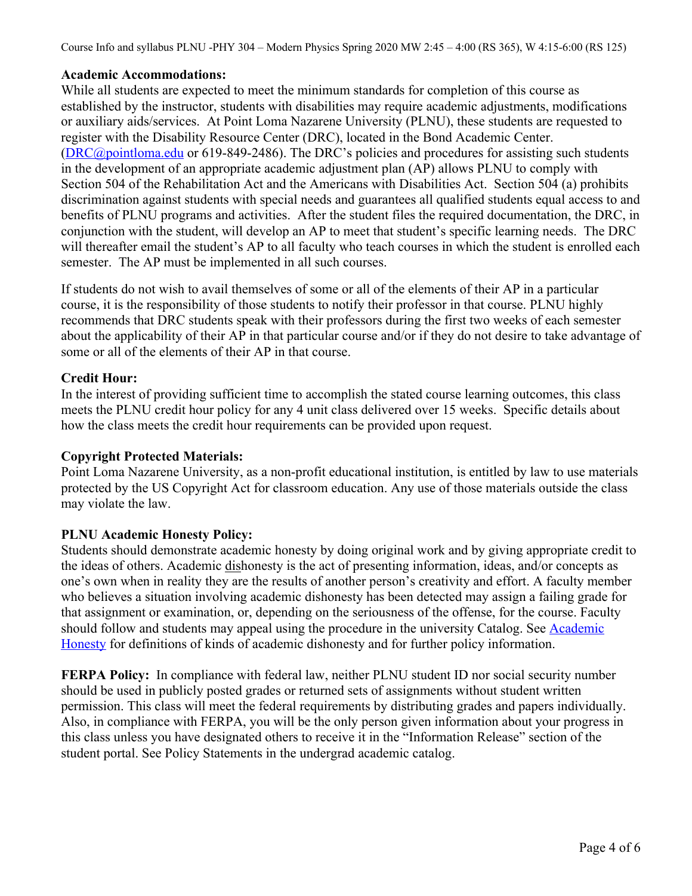**Academic Accommodations:**
While all students are expected to meet the minimum standards for completion of this course as established by the instructor, students with disabilities may require academic adjustments, modifications or auxiliary aids/services. At Point Loma Nazarene University (PLNU), these students are requested to register with the Disability Resource Center (DRC), located in the Bond Academic Center. (DRC@pointloma.edu or 619-849-2486). The DRC's policies and procedures for assisting such students in the development of an appropriate academic adjustment plan (AP) allows PLNU to comply with Section 504 of the Rehabilitation Act and the Americans with Disabilities Act. Section 504 (a) prohibits discrimination against students with special needs and guarantees all qualified students equal access to and benefits of PLNU programs and activities. After the student files the required documentation, the DRC, in conjunction with the student, will develop an AP to meet that student's specific learning needs. The DRC will thereafter email the student's AP to all faculty who teach courses in which the student is enrolled each semester. The AP must be implemented in all such courses.

If students do not wish to avail themselves of some or all of the elements of their AP in a particular course, it is the responsibility of those students to notify their professor in that course. PLNU highly recommends that DRC students speak with their professors during the first two weeks of each semester about the applicability of their AP in that particular course and/or if they do not desire to take advantage of some or all of the elements of their AP in that course.

**Credit Hour:**
In the interest of providing sufficient time to accomplish the stated course learning outcomes, this class meets the PLNU credit hour policy for any 4 unit class delivered over 15 weeks. Specific details about how the class meets the credit hour requirements can be provided upon request.

**Copyright Protected Materials:**
Point Loma Nazarene University, as a non-profit educational institution, is entitled by law to use materials protected by the US Copyright Act for classroom education. Any use of those materials outside the class may violate the law.

**PLNU Academic Honesty Policy:**
Students should demonstrate academic honesty by doing original work and by giving appropriate credit to the ideas of others. Academic dishonesty is the act of presenting information, ideas, and/or concepts as one's own when in reality they are the results of another person's creativity and effort. A faculty member who believes a situation involving academic dishonesty has been detected may assign a failing grade for that assignment or examination, or, depending on the seriousness of the offense, for the course. Faculty should follow and students may appeal using the procedure in the university Catalog. See Academic Honesty for definitions of kinds of academic dishonesty and for further policy information.

**FERPA Policy:** In compliance with federal law, neither PLNU student ID nor social security number should be used in publicly posted grades or returned sets of assignments without student written permission. This class will meet the federal requirements by distributing grades and papers individually. Also, in compliance with FERPA, you will be the only person given information about your progress in this class unless you have designated others to receive it in the "Information Release" section of the student portal. See Policy Statements in the undergrad academic catalog.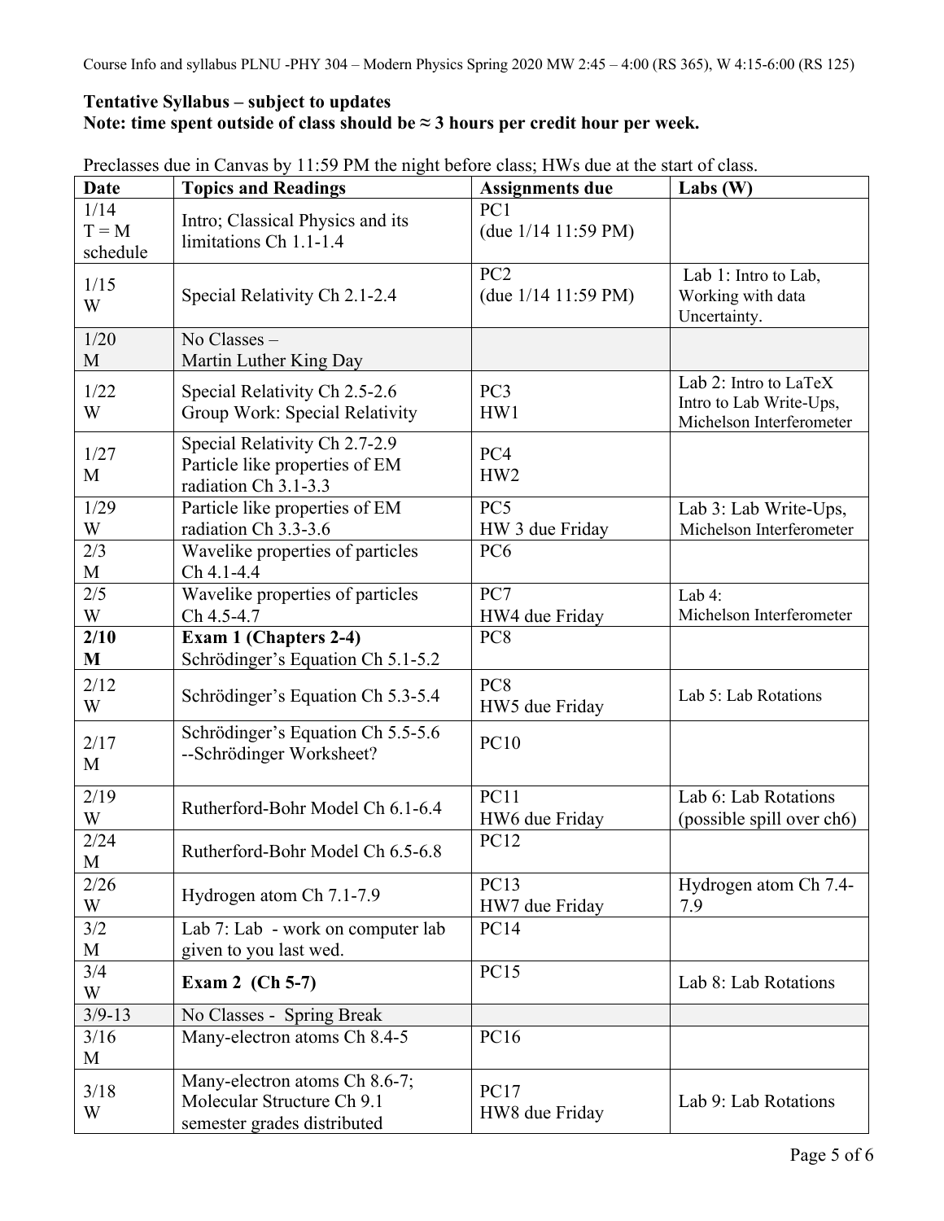**Tentative Syllabus – subject to updates**
**Note: time spent outside of class should be ≈ 3 hours per credit hour per week.**

Preclasses due in Canvas by 11:59 PM the night before class; HWs due at the start of class.

| Date | Topics and Readings | Assignments due | Labs (W) |
|---|---|---|---|
| 1/14 T = M schedule | Intro; Classical Physics and its limitations Ch 1.1-1.4 | PC1 (due 1/14 11:59 PM) | |
| 1/15 W | Special Relativity Ch 2.1-2.4 | PC2 (due 1/14 11:59 PM) | Lab 1: Intro to Lab, Working with data Uncertainty. |
| 1/20 M | No Classes – Martin Luther King Day | | |
| 1/22 W | Special Relativity Ch 2.5-2.6 Group Work: Special Relativity | PC3 HW1 | Lab 2: Intro to LaTeX Intro to Lab Write-Ups, Michelson Interferometer |
| 1/27 M | Special Relativity Ch 2.7-2.9 Particle like properties of EM radiation Ch 3.1-3.3 | PC4 HW2 | |
| 1/29 W | Particle like properties of EM radiation Ch 3.3-3.6 | PC5 HW 3 due Friday | Lab 3: Lab Write-Ups, Michelson Interferometer |
| 2/3 M | Wavelike properties of particles Ch 4.1-4.4 | PC6 | |
| 2/5 W | Wavelike properties of particles Ch 4.5-4.7 | PC7 HW4 due Friday | Lab 4: Michelson Interferometer |
| **2/10 M** | **Exam 1 (Chapters 2-4)** Schrödinger's Equation Ch 5.1-5.2 | PC8 | |
| 2/12 W | Schrödinger's Equation Ch 5.3-5.4 | PC8 HW5 due Friday | Lab 5: Lab Rotations |
| 2/17 M | Schrödinger's Equation Ch 5.5-5.6 --Schrödinger Worksheet? | PC10 | |
| 2/19 W | Rutherford-Bohr Model Ch 6.1-6.4 | PC11 HW6 due Friday | Lab 6: Lab Rotations (possible spill over ch6) |
| 2/24 M | Rutherford-Bohr Model Ch 6.5-6.8 | PC12 | |
| 2/26 W | Hydrogen atom Ch 7.1-7.9 | PC13 HW7 due Friday | Hydrogen atom Ch 7.4-7.9 |
| 3/2 M | Lab 7: Lab - work on computer lab given to you last wed. | PC14 | |
| 3/4 W | **Exam 2 (Ch 5-7)** | PC15 | Lab 8: Lab Rotations |
| 3/9-13 | No Classes - Spring Break | | |
| 3/16 M | Many-electron atoms Ch 8.4-5 | PC16 | |
| 3/18 W | Many-electron atoms Ch 8.6-7; Molecular Structure Ch 9.1 semester grades distributed | PC17 HW8 due Friday | Lab 9: Lab Rotations |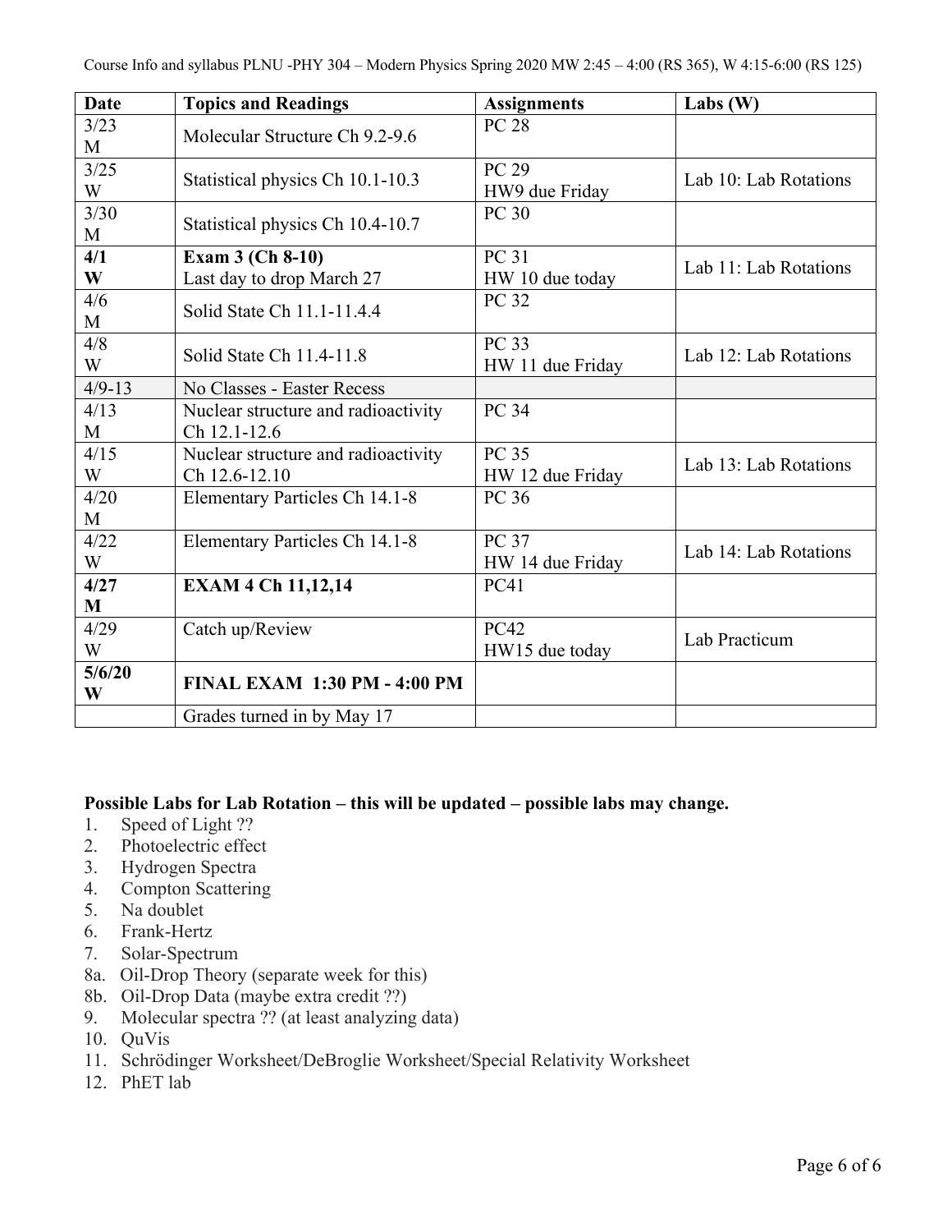| Date | Topics and Readings | Assignments | Labs (W) |
|---|---|---|---|
| 3/23 M | Molecular Structure Ch 9.2-9.6 | PC 28 | |
| 3/25 W | Statistical physics Ch 10.1-10.3 | PC 29<br>HW9 due Friday | Lab 10: Lab Rotations |
| 3/30 M | Statistical physics Ch 10.4-10.7 | PC 30 | |
| **4/1 W** | **Exam 3 (Ch 8-10)**<br>Last day to drop March 27 | PC 31<br>HW 10 due today | Lab 11: Lab Rotations |
| 4/6 M | Solid State Ch 11.1-11.4.4 | PC 32 | |
| 4/8 W | Solid State Ch 11.4-11.8 | PC 33<br>HW 11 due Friday | Lab 12: Lab Rotations |
| 4/9-13 | No Classes - Easter Recess | | |
| 4/13 M | Nuclear structure and radioactivity Ch 12.1-12.6 | PC 34 | |
| 4/15 W | Nuclear structure and radioactivity Ch 12.6-12.10 | PC 35<br>HW 12 due Friday | Lab 13: Lab Rotations |
| 4/20 M | Elementary Particles Ch 14.1-8 | PC 36 | |
| 4/22 W | Elementary Particles Ch 14.1-8 | PC 37<br>HW 14 due Friday | Lab 14: Lab Rotations |
| **4/27 M** | **EXAM 4 Ch 11,12,14** | PC41 | |
| 4/29 W | Catch up/Review | PC42<br>HW15 due today | Lab Practicum |
| **5/6/20 W** | **FINAL EXAM 1:30 PM - 4:00 PM** | | |
| | Grades turned in by May 17 | | |

**Possible Labs for Lab Rotation – this will be updated – possible labs may change.**

1. Speed of Light ??
2. Photoelectric effect
3. Hydrogen Spectra
4. Compton Scattering
5. Na doublet
6. Frank-Hertz
7. Solar-Spectrum

8a. Oil-Drop Theory (separate week for this)

8b. Oil-Drop Data (maybe extra credit ??)

9. Molecular spectra ?? (at least analyzing data)
10. QuVis
11. Schrödinger Worksheet/DeBroglie Worksheet/Special Relativity Worksheet
12. PhET lab